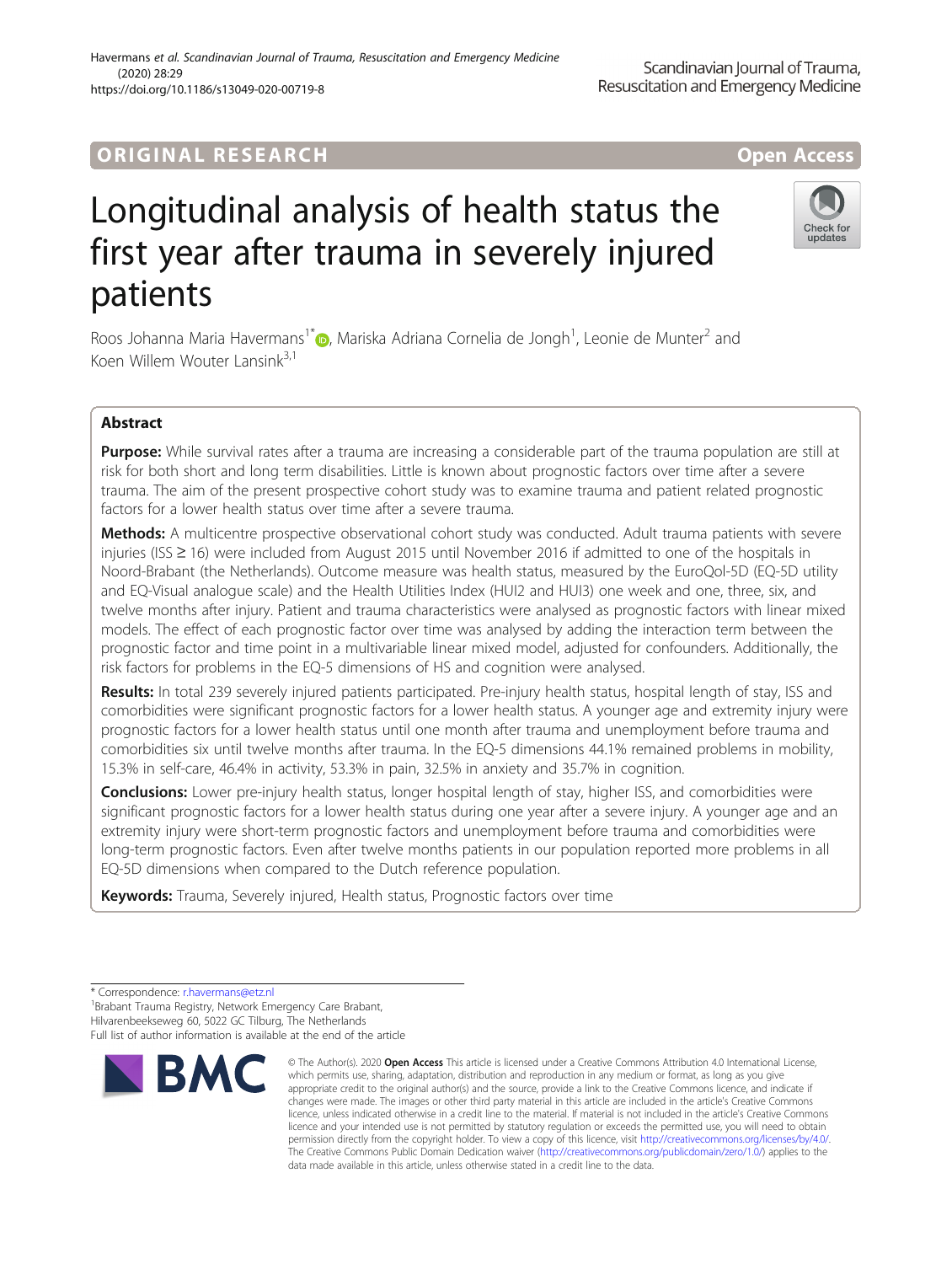ORIGINAL RESEARCH

Open Access

# Longitudinal analysis of health status the first year after trauma in severely injured patients

Roos Johanna Maria Havermans[1*], Mariska Adriana Cornelia de Jongh[1], Leonie de Munter[2] and Koen Willem Wouter Lansink[3,1]

## Abstract

**Purpose:** While survival rates after a trauma are increasing a considerable part of the trauma population are still at risk for both short and long term disabilities. Little is known about prognostic factors over time after a severe trauma. The aim of the present prospective cohort study was to examine trauma and patient related prognostic factors for a lower health status over time after a severe trauma.

**Methods:** A multicentre prospective observational cohort study was conducted. Adult trauma patients with severe injuries (ISS ≥ 16) were included from August 2015 until November 2016 if admitted to one of the hospitals in Noord-Brabant (the Netherlands). Outcome measure was health status, measured by the EuroQol-5D (EQ-5D utility and EQ-Visual analogue scale) and the Health Utilities Index (HUI2 and HUI3) one week and one, three, six, and twelve months after injury. Patient and trauma characteristics were analysed as prognostic factors with linear mixed models. The effect of each prognostic factor over time was analysed by adding the interaction term between the prognostic factor and time point in a multivariable linear mixed model, adjusted for confounders. Additionally, the risk factors for problems in the EQ-5 dimensions of HS and cognition were analysed.

**Results:** In total 239 severely injured patients participated. Pre-injury health status, hospital length of stay, ISS and comorbidities were significant prognostic factors for a lower health status. A younger age and extremity injury were prognostic factors for a lower health status until one month after trauma and unemployment before trauma and comorbidities six until twelve months after trauma. In the EQ-5 dimensions 44.1% remained problems in mobility, 15.3% in self-care, 46.4% in activity, 53.3% in pain, 32.5% in anxiety and 35.7% in cognition.

**Conclusions:** Lower pre-injury health status, longer hospital length of stay, higher ISS, and comorbidities were significant prognostic factors for a lower health status during one year after a severe injury. A younger age and an extremity injury were short-term prognostic factors and unemployment before trauma and comorbidities were long-term prognostic factors. Even after twelve months patients in our population reported more problems in all EQ-5D dimensions when compared to the Dutch reference population.

**Keywords:** Trauma, Severely injured, Health status, Prognostic factors over time

---

* Correspondence: r.havermans@etz.nl
[1]Brabant Trauma Registry, Network Emergency Care Brabant, Hilvarenbeekseweg 60, 5022 GC Tilburg, The Netherlands
Full list of author information is available at the end of the article

© The Author(s). 2020 **Open Access** This article is licensed under a Creative Commons Attribution 4.0 International License, which permits use, sharing, adaptation, distribution and reproduction in any medium or format, as long as you give appropriate credit to the original author(s) and the source, provide a link to the Creative Commons licence, and indicate if changes were made. The images or other third party material in this article are included in the article's Creative Commons licence, unless indicated otherwise in a credit line to the material. If material is not included in the article's Creative Commons licence and your intended use is not permitted by statutory regulation or exceeds the permitted use, you will need to obtain permission directly from the copyright holder. To view a copy of this licence, visit http://creativecommons.org/licenses/by/4.0/. The Creative Commons Public Domain Dedication waiver (http://creativecommons.org/publicdomain/zero/1.0/) applies to the data made available in this article, unless otherwise stated in a credit line to the data.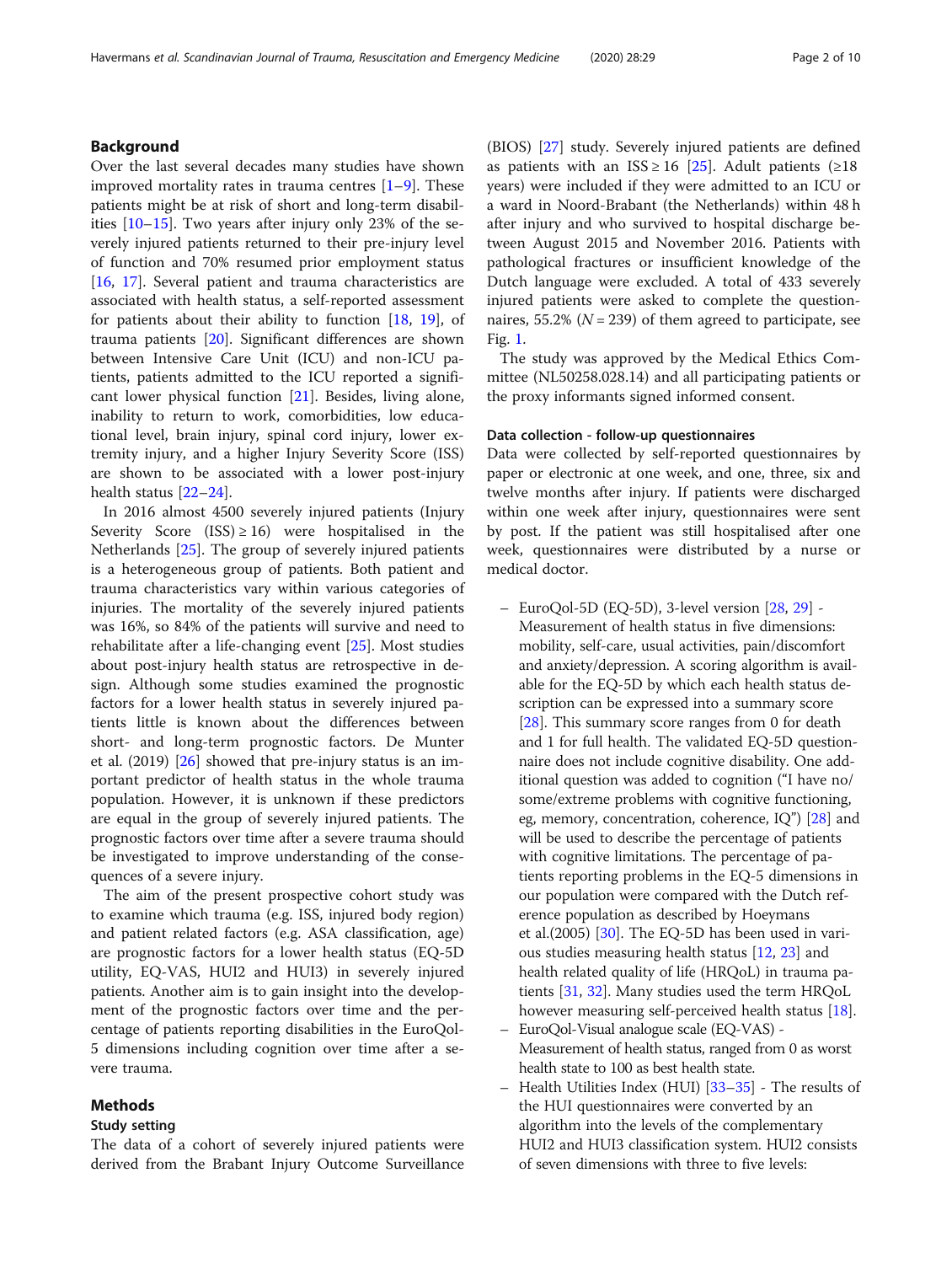## Background

Over the last several decades many studies have shown improved mortality rates in trauma centres [1–9]. These patients might be at risk of short and long-term disabilities [10–15]. Two years after injury only 23% of the severely injured patients returned to their pre-injury level of function and 70% resumed prior employment status [16, 17]. Several patient and trauma characteristics are associated with health status, a self-reported assessment for patients about their ability to function [18, 19], of trauma patients [20]. Significant differences are shown between Intensive Care Unit (ICU) and non-ICU patients, patients admitted to the ICU reported a significant lower physical function [21]. Besides, living alone, inability to return to work, comorbidities, low educational level, brain injury, spinal cord injury, lower extremity injury, and a higher Injury Severity Score (ISS) are shown to be associated with a lower post-injury health status [22–24].

In 2016 almost 4500 severely injured patients (Injury Severity Score (ISS) ≥ 16) were hospitalised in the Netherlands [25]. The group of severely injured patients is a heterogeneous group of patients. Both patient and trauma characteristics vary within various categories of injuries. The mortality of the severely injured patients was 16%, so 84% of the patients will survive and need to rehabilitate after a life-changing event [25]. Most studies about post-injury health status are retrospective in design. Although some studies examined the prognostic factors for a lower health status in severely injured patients little is known about the differences between short- and long-term prognostic factors. De Munter et al. (2019) [26] showed that pre-injury status is an important predictor of health status in the whole trauma population. However, it is unknown if these predictors are equal in the group of severely injured patients. The prognostic factors over time after a severe trauma should be investigated to improve understanding of the consequences of a severe injury.

The aim of the present prospective cohort study was to examine which trauma (e.g. ISS, injured body region) and patient related factors (e.g. ASA classification, age) are prognostic factors for a lower health status (EQ-5D utility, EQ-VAS, HUI2 and HUI3) in severely injured patients. Another aim is to gain insight into the development of the prognostic factors over time and the percentage of patients reporting disabilities in the EuroQol-5 dimensions including cognition over time after a severe trauma.

## Methods

### Study setting

The data of a cohort of severely injured patients were derived from the Brabant Injury Outcome Surveillance (BIOS) [27] study. Severely injured patients are defined as patients with an ISS ≥ 16 [25]. Adult patients (≥18 years) were included if they were admitted to an ICU or a ward in Noord-Brabant (the Netherlands) within 48 h after injury and who survived to hospital discharge between August 2015 and November 2016. Patients with pathological fractures or insufficient knowledge of the Dutch language were excluded. A total of 433 severely injured patients were asked to complete the questionnaires, 55.2% (*N* = 239) of them agreed to participate, see Fig. 1.

The study was approved by the Medical Ethics Committee (NL50258.028.14) and all participating patients or the proxy informants signed informed consent.

### Data collection - follow-up questionnaires

Data were collected by self-reported questionnaires by paper or electronic at one week, and one, three, six and twelve months after injury. If patients were discharged within one week after injury, questionnaires were sent by post. If the patient was still hospitalised after one week, questionnaires were distributed by a nurse or medical doctor.

- EuroQol-5D (EQ-5D), 3-level version [28, 29] - Measurement of health status in five dimensions: mobility, self-care, usual activities, pain/discomfort and anxiety/depression. A scoring algorithm is available for the EQ-5D by which each health status description can be expressed into a summary score [28]. This summary score ranges from 0 for death and 1 for full health. The validated EQ-5D questionnaire does not include cognitive disability. One additional question was added to cognition ("I have no/some/extreme problems with cognitive functioning, eg, memory, concentration, coherence, IQ") [28] and will be used to describe the percentage of patients with cognitive limitations. The percentage of patients reporting problems in the EQ-5 dimensions in our population were compared with the Dutch reference population as described by Hoeymans et al.(2005) [30]. The EQ-5D has been used in various studies measuring health status [12, 23] and health related quality of life (HRQoL) in trauma patients [31, 32]. Many studies used the term HRQoL however measuring self-perceived health status [18].
- EuroQol-Visual analogue scale (EQ-VAS) - Measurement of health status, ranged from 0 as worst health state to 100 as best health state.
- Health Utilities Index (HUI) [33–35] - The results of the HUI questionnaires were converted by an algorithm into the levels of the complementary HUI2 and HUI3 classification system. HUI2 consists of seven dimensions with three to five levels: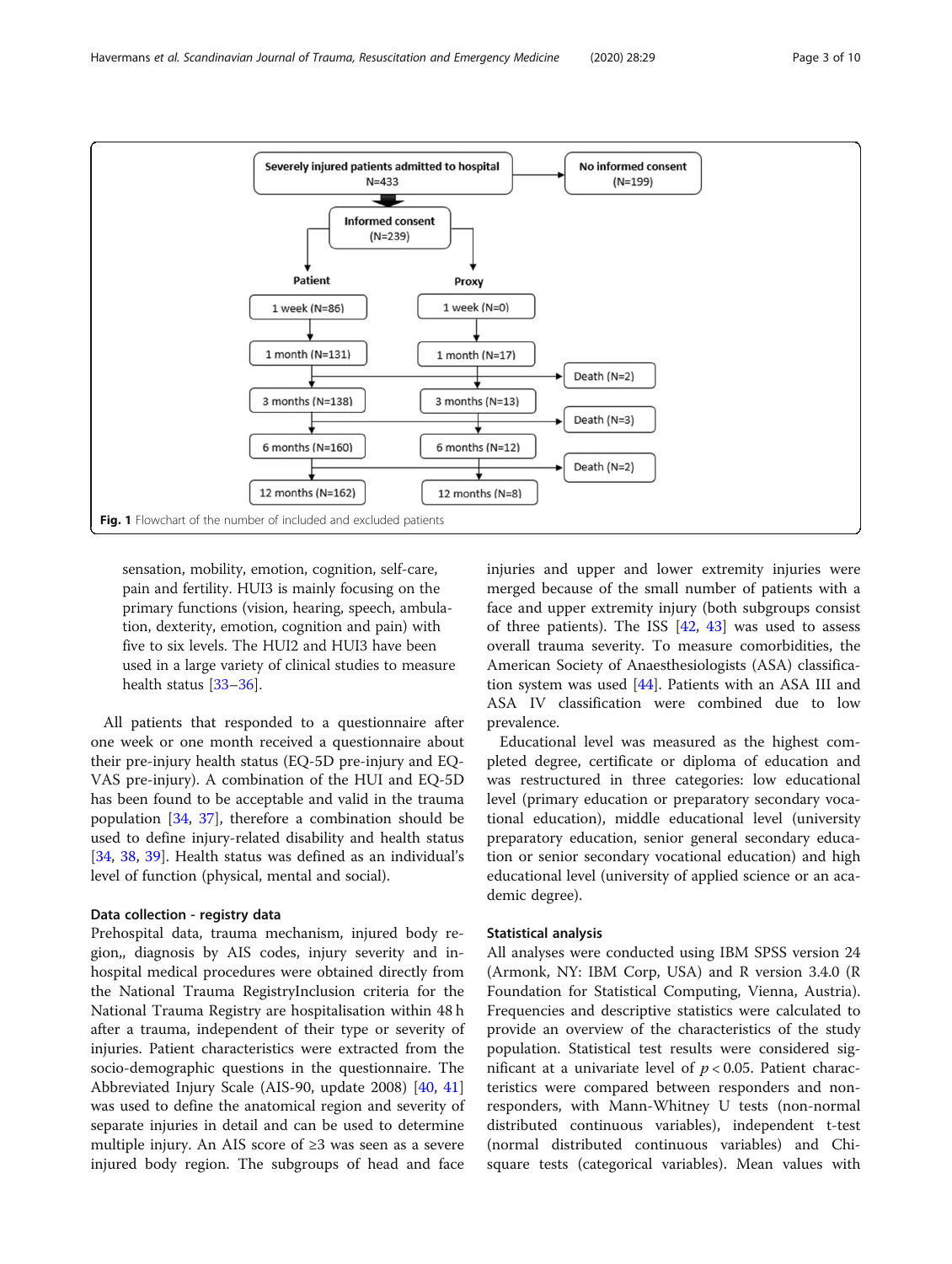Severely injured patients admitted to hospital N=433

No informed consent (N=199)

Informed consent (N=239)

| Patient | Proxy | |
|---|---|---|
| 1 week (N=86) | 1 week (N=0) | |
| 1 month (N=131) | 1 month (N=17) | Death (N=2) |
| 3 months (N=138) | 3 months (N=13) | Death (N=3) |
| 6 months (N=160) | 6 months (N=12) | Death (N=2) |
| 12 months (N=162) | 12 months (N=8) | |

**Fig. 1** Flowchart of the number of included and excluded patients

sensation, mobility, emotion, cognition, self-care, pain and fertility. HUI3 is mainly focusing on the primary functions (vision, hearing, speech, ambulation, dexterity, emotion, cognition and pain) with five to six levels. The HUI2 and HUI3 have been used in a large variety of clinical studies to measure health status [33–36].

All patients that responded to a questionnaire after one week or one month received a questionnaire about their pre-injury health status (EQ-5D pre-injury and EQ-VAS pre-injury). A combination of the HUI and EQ-5D has been found to be acceptable and valid in the trauma population [34, 37], therefore a combination should be used to define injury-related disability and health status [34, 38, 39]. Health status was defined as an individual's level of function (physical, mental and social).

### Data collection - registry data

Prehospital data, trauma mechanism, injured body region,, diagnosis by AIS codes, injury severity and in-hospital medical procedures were obtained directly from the National Trauma RegistryInclusion criteria for the National Trauma Registry are hospitalisation within 48 h after a trauma, independent of their type or severity of injuries. Patient characteristics were extracted from the socio-demographic questions in the questionnaire. The Abbreviated Injury Scale (AIS-90, update 2008) [40, 41] was used to define the anatomical region and severity of separate injuries in detail and can be used to determine multiple injury. An AIS score of ≥3 was seen as a severe injured body region. The subgroups of head and face injuries and upper and lower extremity injuries were merged because of the small number of patients with a face and upper extremity injury (both subgroups consist of three patients). The ISS [42, 43] was used to assess overall trauma severity. To measure comorbidities, the American Society of Anaesthesiologists (ASA) classification system was used [44]. Patients with an ASA III and ASA IV classification were combined due to low prevalence.

Educational level was measured as the highest completed degree, certificate or diploma of education and was restructured in three categories: low educational level (primary education or preparatory secondary vocational education), middle educational level (university preparatory education, senior general secondary education or senior secondary vocational education) and high educational level (university of applied science or an academic degree).

### Statistical analysis

All analyses were conducted using IBM SPSS version 24 (Armonk, NY: IBM Corp, USA) and R version 3.4.0 (R Foundation for Statistical Computing, Vienna, Austria). Frequencies and descriptive statistics were calculated to provide an overview of the characteristics of the study population. Statistical test results were considered significant at a univariate level of $p < 0.05$. Patient characteristics were compared between responders and non-responders, with Mann-Whitney U tests (non-normal distributed continuous variables), independent t-test (normal distributed continuous variables) and Chi-square tests (categorical variables). Mean values with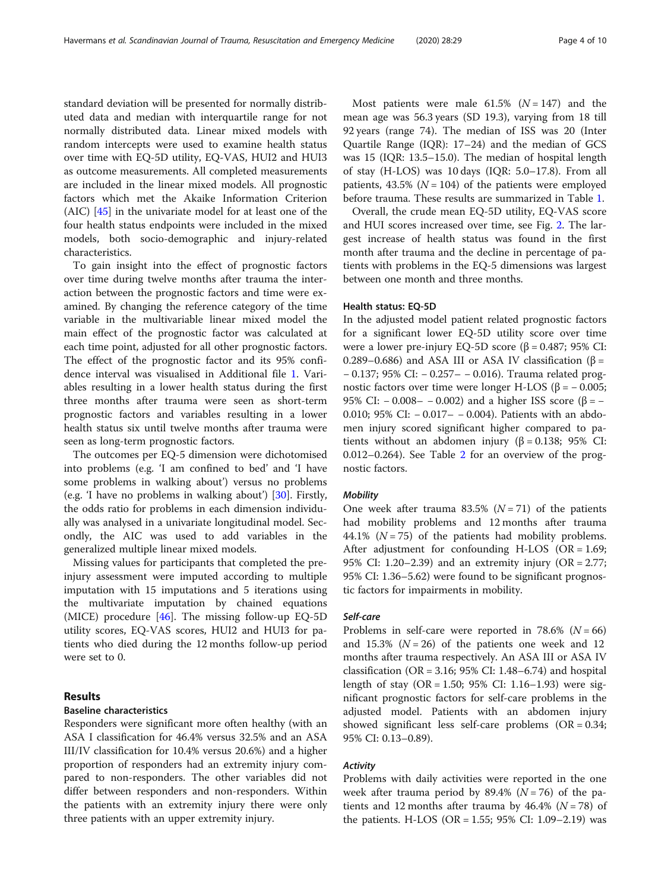standard deviation will be presented for normally distributed data and median with interquartile range for not normally distributed data. Linear mixed models with random intercepts were used to examine health status over time with EQ-5D utility, EQ-VAS, HUI2 and HUI3 as outcome measurements. All completed measurements are included in the linear mixed models. All prognostic factors which met the Akaike Information Criterion (AIC) [45] in the univariate model for at least one of the four health status endpoints were included in the mixed models, both socio-demographic and injury-related characteristics.

To gain insight into the effect of prognostic factors over time during twelve months after trauma the interaction between the prognostic factors and time were examined. By changing the reference category of the time variable in the multivariable linear mixed model the main effect of the prognostic factor was calculated at each time point, adjusted for all other prognostic factors. The effect of the prognostic factor and its 95% confidence interval was visualised in Additional file 1. Variables resulting in a lower health status during the first three months after trauma were seen as short-term prognostic factors and variables resulting in a lower health status six until twelve months after trauma were seen as long-term prognostic factors.

The outcomes per EQ-5 dimension were dichotomised into problems (e.g. 'I am confined to bed' and 'I have some problems in walking about') versus no problems (e.g. 'I have no problems in walking about') [30]. Firstly, the odds ratio for problems in each dimension individually was analysed in a univariate longitudinal model. Secondly, the AIC was used to add variables in the generalized multiple linear mixed models.

Missing values for participants that completed the pre-injury assessment were imputed according to multiple imputation with 15 imputations and 5 iterations using the multivariate imputation by chained equations (MICE) procedure [46]. The missing follow-up EQ-5D utility scores, EQ-VAS scores, HUI2 and HUI3 for patients who died during the 12 months follow-up period were set to 0.

## Results

### Baseline characteristics

Responders were significant more often healthy (with an ASA I classification for 46.4% versus 32.5% and an ASA III/IV classification for 10.4% versus 20.6%) and a higher proportion of responders had an extremity injury compared to non-responders. The other variables did not differ between responders and non-responders. Within the patients with an extremity injury there were only three patients with an upper extremity injury.

Most patients were male 61.5% ($N = 147$) and the mean age was 56.3 years (SD 19.3), varying from 18 till 92 years (range 74). The median of ISS was 20 (Inter Quartile Range (IQR): 17–24) and the median of GCS was 15 (IQR: 13.5–15.0). The median of hospital length of stay (H-LOS) was 10 days (IQR: 5.0–17.8). From all patients, 43.5% ($N = 104$) of the patients were employed before trauma. These results are summarized in Table 1.

Overall, the crude mean EQ-5D utility, EQ-VAS score and HUI scores increased over time, see Fig. 2. The largest increase of health status was found in the first month after trauma and the decline in percentage of patients with problems in the EQ-5 dimensions was largest between one month and three months.

### Health status: EQ-5D

In the adjusted model patient related prognostic factors for a significant lower EQ-5D utility score over time were a lower pre-injury EQ-5D score ($\beta = 0.487$; 95% CI: 0.289–0.686) and ASA III or ASA IV classification ($\beta = -0.137$; 95% CI: $-0.257$– $-0.016$). Trauma related prognostic factors over time were longer H-LOS ($\beta = -0.005$; 95% CI: $-0.008$– $-0.002$) and a higher ISS score ($\beta = -0.010$; 95% CI: $-0.017$– $-0.004$). Patients with an abdomen injury scored significant higher compared to patients without an abdomen injury ($\beta = 0.138$; 95% CI: 0.012–0.264). See Table 2 for an overview of the prognostic factors.

#### *Mobility*

One week after trauma 83.5% ($N = 71$) of the patients had mobility problems and 12 months after trauma 44.1% ($N = 75$) of the patients had mobility problems. After adjustment for confounding H-LOS (OR = 1.69; 95% CI: 1.20–2.39) and an extremity injury (OR = 2.77; 95% CI: 1.36–5.62) were found to be significant prognostic factors for impairments in mobility.

#### *Self-care*

Problems in self-care were reported in 78.6% ($N = 66$) and 15.3% ($N = 26$) of the patients one week and 12 months after trauma respectively. An ASA III or ASA IV classification (OR = 3.16; 95% CI: 1.48–6.74) and hospital length of stay (OR = 1.50; 95% CI: 1.16–1.93) were significant prognostic factors for self-care problems in the adjusted model. Patients with an abdomen injury showed significant less self-care problems (OR = 0.34; 95% CI: 0.13–0.89).

#### *Activity*

Problems with daily activities were reported in the one week after trauma period by 89.4% ($N = 76$) of the patients and 12 months after trauma by 46.4% ($N = 78$) of the patients. H-LOS (OR = 1.55; 95% CI: 1.09–2.19) was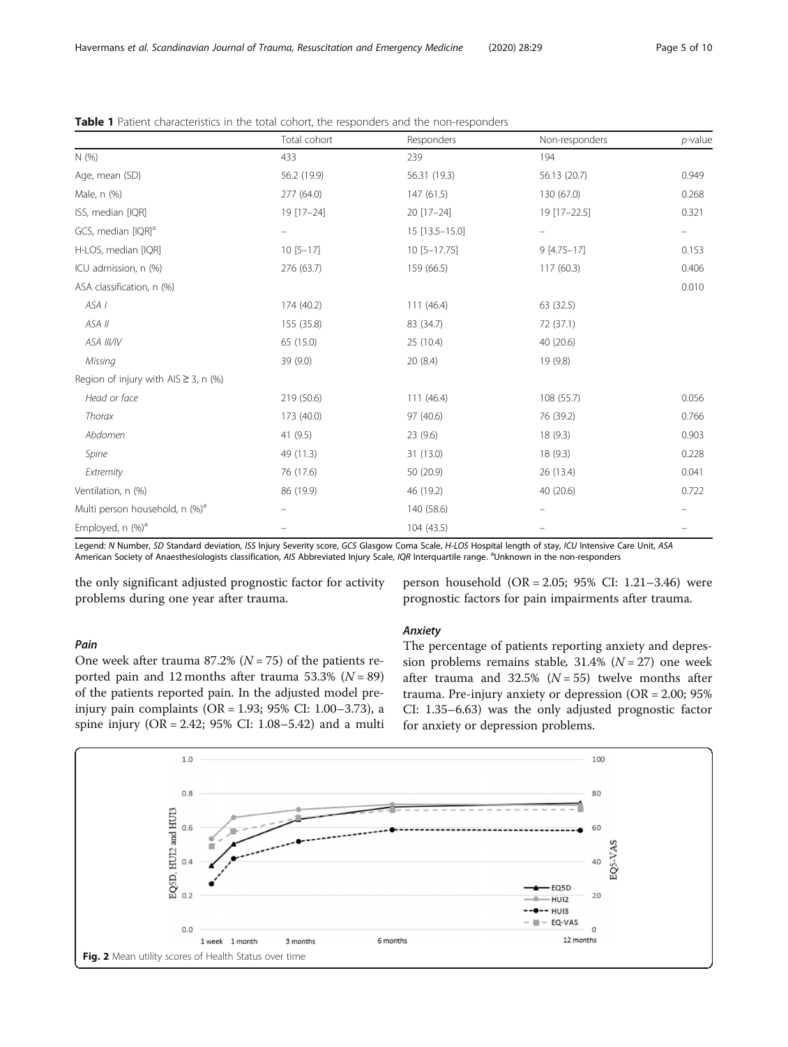**Table 1** Patient characteristics in the total cohort, the responders and the non-responders

| | Total cohort | Responders | Non-responders | *p*-value |
|---|---|---|---|---|
| N (%) | 433 | 239 | 194 | |
| Age, mean (SD) | 56.2 (19.9) | 56.31 (19.3) | 56.13 (20.7) | 0.949 |
| Male, n (%) | 277 (64.0) | 147 (61.5) | 130 (67.0) | 0.268 |
| ISS, median [IQR] | 19 [17–24] | 20 [17–24] | 19 [17–22.5] | 0.321 |
| GCS, median [IQR][a] | – | 15 [13.5–15.0] | – | – |
| H-LOS, median [IQR] | 10 [5–17] | 10 [5–17.75] | 9 [4.75–17] | 0.153 |
| ICU admission, n (%) | 276 (63.7) | 159 (66.5) | 117 (60.3) | 0.406 |
| ASA classification, n (%) | | | | 0.010 |
| *ASA I* | 174 (40.2) | 111 (46.4) | 63 (32.5) | |
| *ASA II* | 155 (35.8) | 83 (34.7) | 72 (37.1) | |
| *ASA III/IV* | 65 (15.0) | 25 (10.4) | 40 (20.6) | |
| *Missing* | 39 (9.0) | 20 (8.4) | 19 (9.8) | |
| Region of injury with AIS ≥ 3, n (%) | | | | |
| *Head or face* | 219 (50.6) | 111 (46.4) | 108 (55.7) | 0.056 |
| *Thorax* | 173 (40.0) | 97 (40.6) | 76 (39.2) | 0.766 |
| *Abdomen* | 41 (9.5) | 23 (9.6) | 18 (9.3) | 0.903 |
| *Spine* | 49 (11.3) | 31 (13.0) | 18 (9.3) | 0.228 |
| *Extremity* | 76 (17.6) | 50 (20.9) | 26 (13.4) | 0.041 |
| Ventilation, n (%) | 86 (19.9) | 46 (19.2) | 40 (20.6) | 0.722 |
| Multi person household, n (%)[a] | – | 140 (58.6) | – | – |
| Employed, n (%)[a] | – | 104 (43.5) | – | – |

Legend: *N* Number, *SD* Standard deviation, *ISS* Injury Severity score, *GCS* Glasgow Coma Scale, *H-LOS* Hospital length of stay, *ICU* Intensive Care Unit, *ASA* American Society of Anaesthesiologists classification, *AIS* Abbreviated Injury Scale, *IQR* Interquartile range. [a]Unknown in the non-responders

the only significant adjusted prognostic factor for activity problems during one year after trauma.

### *Pain*

One week after trauma 87.2% ($N = 75$) of the patients reported pain and 12 months after trauma 53.3% ($N = 89$) of the patients reported pain. In the adjusted model pre-injury pain complaints (OR = 1.93; 95% CI: 1.00–3.73), a spine injury (OR = 2.42; 95% CI: 1.08–5.42) and a multi person household (OR = 2.05; 95% CI: 1.21–3.46) were prognostic factors for pain impairments after trauma.

### *Anxiety*

The percentage of patients reporting anxiety and depression problems remains stable, 31.4% ($N = 27$) one week after trauma and 32.5% ($N = 55$) twelve months after trauma. Pre-injury anxiety or depression (OR = 2.00; 95% CI: 1.35–6.63) was the only adjusted prognostic factor for anxiety or depression problems.

**Fig. 2** Mean utility scores of Health Status over time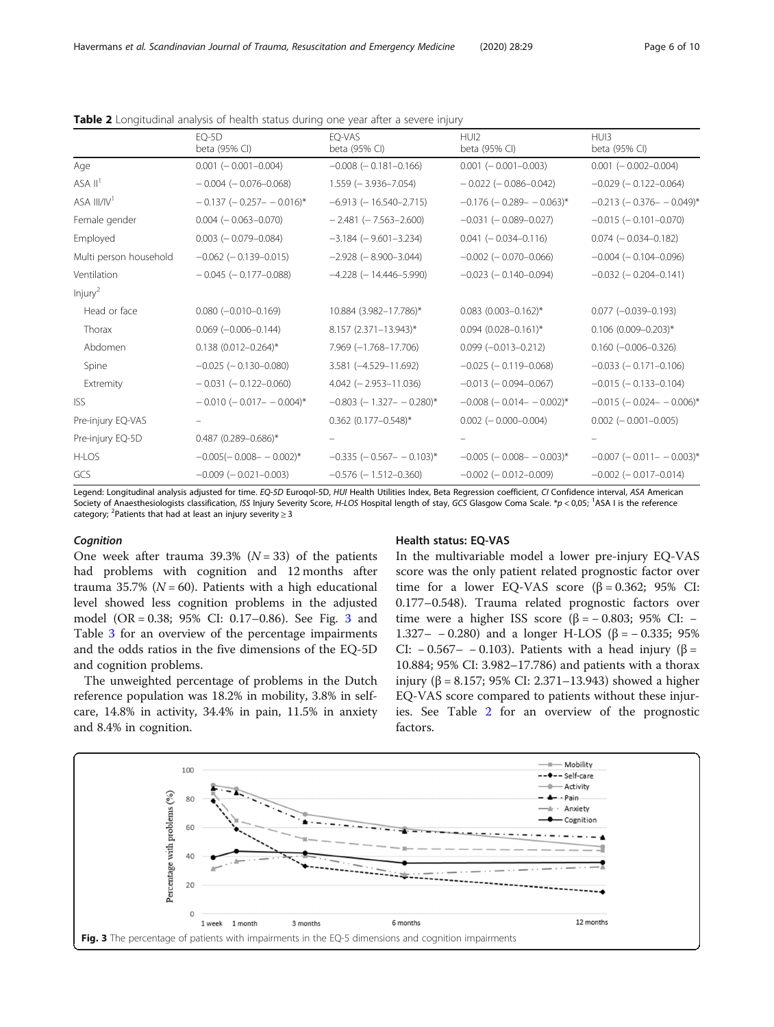**Table 2** Longitudinal analysis of health status during one year after a severe injury

| | EQ-5D beta (95% CI) | EQ-VAS beta (95% CI) | HUI2 beta (95% CI) | HUI3 beta (95% CI) |
|---|---|---|---|---|
| Age | 0.001 (− 0.001–0.004) | −0.008 (− 0.181–0.166) | 0.001 (− 0.001–0.003) | 0.001 (− 0.002–0.004) |
| ASA II[1] | − 0.004 (− 0.076–0.068) | 1.559 (− 3.936–7.054) | − 0.022 (− 0.086–0.042) | −0.029 (− 0.122–0.064) |
| ASA III/IV[1] | − 0.137 (− 0.257– − 0.016)* | −6.913 (− 16.540–2.715) | −0.176 (− 0.289– − 0.063)* | −0.213 (− 0.376– − 0.049)* |
| Female gender | 0.004 (− 0.063–0.070) | − 2.481 (− 7.563–2.600) | −0.031 (− 0.089–0.027) | −0.015 (− 0.101–0.070) |
| Employed | 0.003 (− 0.079–0.084) | −3.184 (− 9.601–3.234) | 0.041 (− 0.034–0.116) | 0.074 (− 0.034–0.182) |
| Multi person household | −0.062 (− 0.139–0.015) | −2.928 (− 8.900–3.044) | −0.002 (− 0.070–0.066) | −0.004 (− 0.104–0.096) |
| Ventilation | − 0.045 (− 0.177–0.088) | −4.228 (− 14.446–5.990) | −0.023 (− 0.140–0.094) | −0.032 (− 0.204–0.141) |
| Injury[2] | | | | |
| Head or face | 0.080 (−0.010–0.169) | 10.884 (3.982–17.786)* | 0.083 (0.003–0.162)* | 0.077 (−0.039–0.193) |
| Thorax | 0.069 (−0.006–0.144) | 8.157 (2.371–13.943)* | 0.094 (0.028–0.161)* | 0.106 (0.009–0.203)* |
| Abdomen | 0.138 (0.012–0.264)* | 7.969 (−1.768–17.706) | 0.099 (−0.013–0.212) | 0.160 (−0.006–0.326) |
| Spine | −0.025 (− 0.130–0.080) | 3.581 (−4.529–11.692) | −0.025 (− 0.119–0.068) | −0.033 (− 0.171–0.106) |
| Extremity | − 0.031 (− 0.122–0.060) | 4.042 (− 2.953–11.036) | −0.013 (− 0.094–0.067) | −0.015 (− 0.133–0.104) |
| ISS | − 0.010 (− 0.017– − 0.004)* | −0.803 (− 1.327– − 0.280)* | −0.008 (− 0.014– − 0.002)* | −0.015 (− 0.024– − 0.006)* |
| Pre-injury EQ-VAS | – | 0.362 (0.177–0.548)* | 0.002 (− 0.000–0.004) | 0.002 (− 0.001–0.005) |
| Pre-injury EQ-5D | 0.487 (0.289–0.686)* | – | – | – |
| H-LOS | −0.005(− 0.008– − 0.002)* | −0.335 (− 0.567– − 0.103)* | −0.005 (− 0.008– − 0.003)* | −0.007 (− 0.011– − 0.003)* |
| GCS | −0.009 (− 0.021–0.003) | −0.576 (− 1.512–0.360) | −0.002 (− 0.012–0.009) | −0.002 (− 0.017–0.014) |

Legend: Longitudinal analysis adjusted for time. *EQ-5D* Euroqol-5D, *HUI* Health Utilities Index, *Beta* Regression coefficient, *CI* Confidence interval, *ASA* American Society of Anaesthesiologists classification, *ISS* Injury Severity Score, *H-LOS* Hospital length of stay, *GCS* Glasgow Coma Scale. *$p < 0,05$; [1]ASA I is the reference category; [2]Patients that had at least an injury severity ≥ 3

### Cognition

One week after trauma 39.3% ($N = 33$) of the patients had problems with cognition and 12 months after trauma 35.7% ($N = 60$). Patients with a high educational level showed less cognition problems in the adjusted model (OR = 0.38; 95% CI: 0.17–0.86). See Fig. 3 and Table 3 for an overview of the percentage impairments and the odds ratios in the five dimensions of the EQ-5D and cognition problems.

The unweighted percentage of problems in the Dutch reference population was 18.2% in mobility, 3.8% in self-care, 14.8% in activity, 34.4% in pain, 11.5% in anxiety and 8.4% in cognition.

### Health status: EQ-VAS

In the multivariable model a lower pre-injury EQ-VAS score was the only patient related prognostic factor over time for a lower EQ-VAS score (β = 0.362; 95% CI: 0.177–0.548). Trauma related prognostic factors over time were a higher ISS score (β = − 0.803; 95% CI: −1.327– − 0.280) and a longer H-LOS (β = − 0.335; 95% CI: − 0.567– − 0.103). Patients with a head injury (β = 10.884; 95% CI: 3.982–17.786) and patients with a thorax injury (β = 8.157; 95% CI: 2.371–13.943) showed a higher EQ-VAS score compared to patients without these injuries. See Table 2 for an overview of the prognostic factors.

**Fig. 3** The percentage of patients with impairments in the EQ-5 dimensions and cognition impairments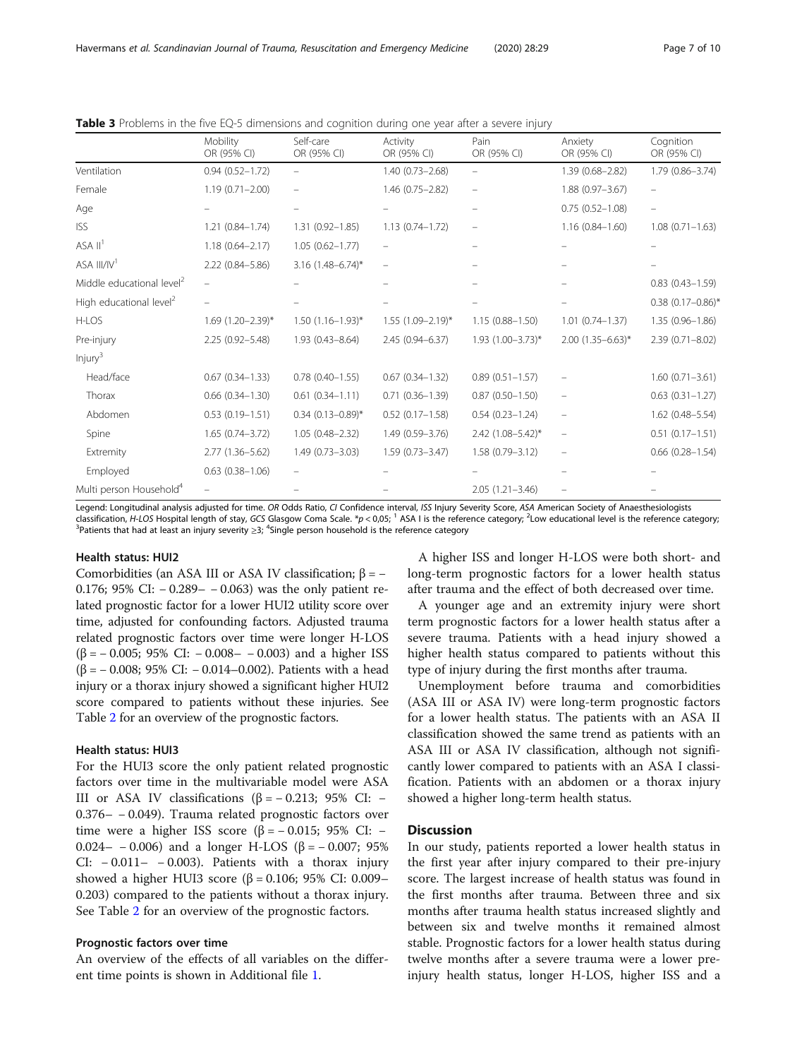**Table 3** Problems in the five EQ-5 dimensions and cognition during one year after a severe injury

|  | Mobility OR (95% CI) | Self-care OR (95% CI) | Activity OR (95% CI) | Pain OR (95% CI) | Anxiety OR (95% CI) | Cognition OR (95% CI) |
|---|---|---|---|---|---|---|
| Ventilation | 0.94 (0.52–1.72) | – | 1.40 (0.73–2.68) | – | 1.39 (0.68–2.82) | 1.79 (0.86–3.74) |
| Female | 1.19 (0.71–2.00) | – | 1.46 (0.75–2.82) | – | 1.88 (0.97–3.67) | – |
| Age | – | – | – | – | 0.75 (0.52–1.08) | – |
| ISS | 1.21 (0.84–1.74) | 1.31 (0.92–1.85) | 1.13 (0.74–1.72) | – | 1.16 (0.84–1.60) | 1.08 (0.71–1.63) |
| ASA II[1] | 1.18 (0.64–2.17) | 1.05 (0.62–1.77) | – | – | – | – |
| ASA III/IV[1] | 2.22 (0.84–5.86) | 3.16 (1.48–6.74)* | – | – | – | – |
| Middle educational level[2] | – | – | – | – | – | 0.83 (0.43–1.59) |
| High educational level[2] | – | – | – | – | – | 0.38 (0.17–0.86)* |
| H-LOS | 1.69 (1.20–2.39)* | 1.50 (1.16–1.93)* | 1.55 (1.09–2.19)* | 1.15 (0.88–1.50) | 1.01 (0.74–1.37) | 1.35 (0.96–1.86) |
| Pre-injury | 2.25 (0.92–5.48) | 1.93 (0.43–8.64) | 2.45 (0.94–6.37) | 1.93 (1.00–3.73)* | 2.00 (1.35–6.63)* | 2.39 (0.71–8.02) |
| Injury[3] |  |  |  |  |  |  |
| Head/face | 0.67 (0.34–1.33) | 0.78 (0.40–1.55) | 0.67 (0.34–1.32) | 0.89 (0.51–1.57) | – | 1.60 (0.71–3.61) |
| Thorax | 0.66 (0.34–1.30) | 0.61 (0.34–1.11) | 0.71 (0.36–1.39) | 0.87 (0.50–1.50) | – | 0.63 (0.31–1.27) |
| Abdomen | 0.53 (0.19–1.51) | 0.34 (0.13–0.89)* | 0.52 (0.17–1.58) | 0.54 (0.23–1.24) | – | 1.62 (0.48–5.54) |
| Spine | 1.65 (0.74–3.72) | 1.05 (0.48–2.32) | 1.49 (0.59–3.76) | 2.42 (1.08–5.42)* | – | 0.51 (0.17–1.51) |
| Extremity | 2.77 (1.36–5.62) | 1.49 (0.73–3.03) | 1.59 (0.73–3.47) | 1.58 (0.79–3.12) | – | 0.66 (0.28–1.54) |
| Employed | 0.63 (0.38–1.06) | – | – | – | – | – |
| Multi person Household[4] | – | – | – | 2.05 (1.21–3.46) | – | – |

Legend: Longitudinal analysis adjusted for time. *OR* Odds Ratio, *CI* Confidence interval, *ISS* Injury Severity Score, *ASA* American Society of Anaesthesiologists classification, *H-LOS* Hospital length of stay, *GCS* Glasgow Coma Scale. *$p < 0{,}05$; [1] ASA I is the reference category; [2] Low educational level is the reference category; [3] Patients that had at least an injury severity ≥3; [4] Single person household is the reference category

### Health status: HUI2

Comorbidities (an ASA III or ASA IV classification; β = − 0.176; 95% CI: − 0.289– − 0.063) was the only patient related prognostic factor for a lower HUI2 utility score over time, adjusted for confounding factors. Adjusted trauma related prognostic factors over time were longer H-LOS (β = − 0.005; 95% CI: − 0.008– − 0.003) and a higher ISS (β = − 0.008; 95% CI: − 0.014–0.002). Patients with a head injury or a thorax injury showed a significant higher HUI2 score compared to patients without these injuries. See Table 2 for an overview of the prognostic factors.

### Health status: HUI3

For the HUI3 score the only patient related prognostic factors over time in the multivariable model were ASA III or ASA IV classifications (β = − 0.213; 95% CI: − 0.376– − 0.049). Trauma related prognostic factors over time were a higher ISS score (β = − 0.015; 95% CI: − 0.024– − 0.006) and a longer H-LOS (β = − 0.007; 95% CI: − 0.011– − 0.003). Patients with a thorax injury showed a higher HUI3 score (β = 0.106; 95% CI: 0.009–0.203) compared to the patients without a thorax injury. See Table 2 for an overview of the prognostic factors.

### Prognostic factors over time

An overview of the effects of all variables on the different time points is shown in Additional file 1.

A higher ISS and longer H-LOS were both short- and long-term prognostic factors for a lower health status after trauma and the effect of both decreased over time.

A younger age and an extremity injury were short term prognostic factors for a lower health status after a severe trauma. Patients with a head injury showed a higher health status compared to patients without this type of injury during the first months after trauma.

Unemployment before trauma and comorbidities (ASA III or ASA IV) were long-term prognostic factors for a lower health status. The patients with an ASA II classification showed the same trend as patients with an ASA III or ASA IV classification, although not significantly lower compared to patients with an ASA I classification. Patients with an abdomen or a thorax injury showed a higher long-term health status.

## Discussion

In our study, patients reported a lower health status in the first year after injury compared to their pre-injury score. The largest increase of health status was found in the first months after trauma. Between three and six months after trauma health status increased slightly and between six and twelve months it remained almost stable. Prognostic factors for a lower health status during twelve months after a severe trauma were a lower pre-injury health status, longer H-LOS, higher ISS and a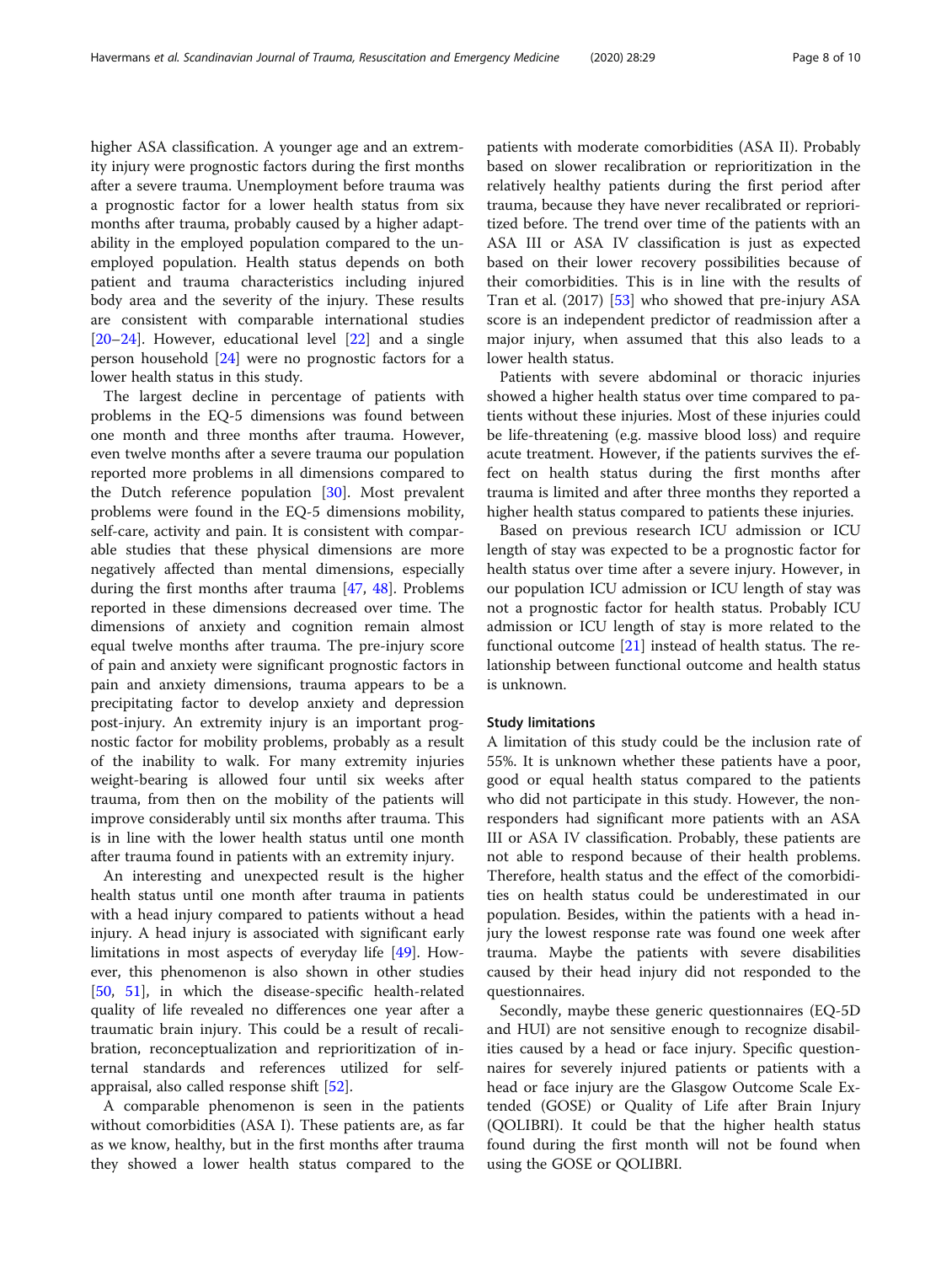higher ASA classification. A younger age and an extremity injury were prognostic factors during the first months after a severe trauma. Unemployment before trauma was a prognostic factor for a lower health status from six months after trauma, probably caused by a higher adaptability in the employed population compared to the unemployed population. Health status depends on both patient and trauma characteristics including injured body area and the severity of the injury. These results are consistent with comparable international studies [20–24]. However, educational level [22] and a single person household [24] were no prognostic factors for a lower health status in this study.

The largest decline in percentage of patients with problems in the EQ-5 dimensions was found between one month and three months after trauma. However, even twelve months after a severe trauma our population reported more problems in all dimensions compared to the Dutch reference population [30]. Most prevalent problems were found in the EQ-5 dimensions mobility, self-care, activity and pain. It is consistent with comparable studies that these physical dimensions are more negatively affected than mental dimensions, especially during the first months after trauma [47, 48]. Problems reported in these dimensions decreased over time. The dimensions of anxiety and cognition remain almost equal twelve months after trauma. The pre-injury score of pain and anxiety were significant prognostic factors in pain and anxiety dimensions, trauma appears to be a precipitating factor to develop anxiety and depression post-injury. An extremity injury is an important prognostic factor for mobility problems, probably as a result of the inability to walk. For many extremity injuries weight-bearing is allowed four until six weeks after trauma, from then on the mobility of the patients will improve considerably until six months after trauma. This is in line with the lower health status until one month after trauma found in patients with an extremity injury.

An interesting and unexpected result is the higher health status until one month after trauma in patients with a head injury compared to patients without a head injury. A head injury is associated with significant early limitations in most aspects of everyday life [49]. However, this phenomenon is also shown in other studies [50, 51], in which the disease-specific health-related quality of life revealed no differences one year after a traumatic brain injury. This could be a result of recalibration, reconceptualization and reprioritization of internal standards and references utilized for self-appraisal, also called response shift [52].

A comparable phenomenon is seen in the patients without comorbidities (ASA I). These patients are, as far as we know, healthy, but in the first months after trauma they showed a lower health status compared to the patients with moderate comorbidities (ASA II). Probably based on slower recalibration or reprioritization in the relatively healthy patients during the first period after trauma, because they have never recalibrated or reprioritized before. The trend over time of the patients with an ASA III or ASA IV classification is just as expected based on their lower recovery possibilities because of their comorbidities. This is in line with the results of Tran et al. (2017) [53] who showed that pre-injury ASA score is an independent predictor of readmission after a major injury, when assumed that this also leads to a lower health status.

Patients with severe abdominal or thoracic injuries showed a higher health status over time compared to patients without these injuries. Most of these injuries could be life-threatening (e.g. massive blood loss) and require acute treatment. However, if the patients survives the effect on health status during the first months after trauma is limited and after three months they reported a higher health status compared to patients these injuries.

Based on previous research ICU admission or ICU length of stay was expected to be a prognostic factor for health status over time after a severe injury. However, in our population ICU admission or ICU length of stay was not a prognostic factor for health status. Probably ICU admission or ICU length of stay is more related to the functional outcome [21] instead of health status. The relationship between functional outcome and health status is unknown.

### Study limitations

A limitation of this study could be the inclusion rate of 55%. It is unknown whether these patients have a poor, good or equal health status compared to the patients who did not participate in this study. However, the non-responders had significant more patients with an ASA III or ASA IV classification. Probably, these patients are not able to respond because of their health problems. Therefore, health status and the effect of the comorbidities on health status could be underestimated in our population. Besides, within the patients with a head injury the lowest response rate was found one week after trauma. Maybe the patients with severe disabilities caused by their head injury did not responded to the questionnaires.

Secondly, maybe these generic questionnaires (EQ-5D and HUI) are not sensitive enough to recognize disabilities caused by a head or face injury. Specific questionnaires for severely injured patients or patients with a head or face injury are the Glasgow Outcome Scale Extended (GOSE) or Quality of Life after Brain Injury (QOLIBRI). It could be that the higher health status found during the first month will not be found when using the GOSE or QOLIBRI.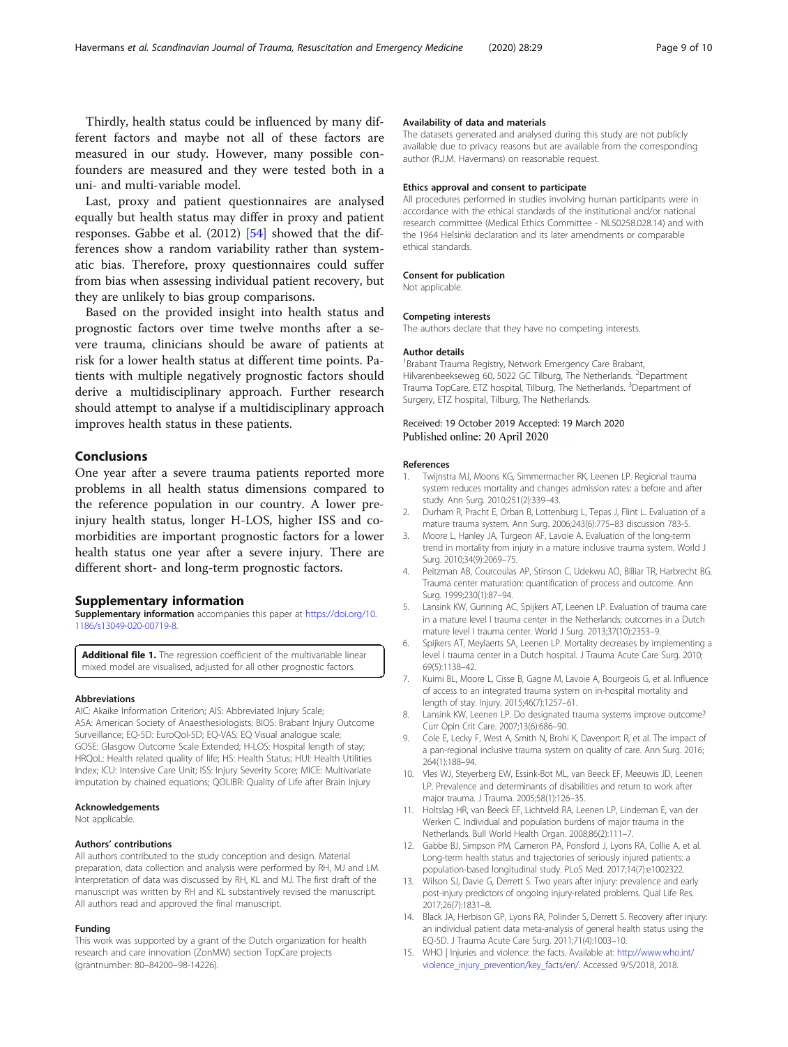Thirdly, health status could be influenced by many different factors and maybe not all of these factors are measured in our study. However, many possible confounders are measured and they were tested both in a uni- and multi-variable model.

Last, proxy and patient questionnaires are analysed equally but health status may differ in proxy and patient responses. Gabbe et al. (2012) [54] showed that the differences show a random variability rather than systematic bias. Therefore, proxy questionnaires could suffer from bias when assessing individual patient recovery, but they are unlikely to bias group comparisons.

Based on the provided insight into health status and prognostic factors over time twelve months after a severe trauma, clinicians should be aware of patients at risk for a lower health status at different time points. Patients with multiple negatively prognostic factors should derive a multidisciplinary approach. Further research should attempt to analyse if a multidisciplinary approach improves health status in these patients.

## Conclusions

One year after a severe trauma patients reported more problems in all health status dimensions compared to the reference population in our country. A lower pre-injury health status, longer H-LOS, higher ISS and co-morbidities are important prognostic factors for a lower health status one year after a severe injury. There are different short- and long-term prognostic factors.

## Supplementary information

**Supplementary information** accompanies this paper at https://doi.org/10.1186/s13049-020-00719-8.

**Additional file 1.** The regression coefficient of the multivariable linear mixed model are visualised, adjusted for all other prognostic factors.

### Abbreviations

AIC: Akaike Information Criterion; AIS: Abbreviated Injury Scale; ASA: American Society of Anaesthesiologists; BIOS: Brabant Injury Outcome Surveillance; EQ-5D: EuroQol-5D; EQ-VAS: EQ Visual analogue scale; GOSE: Glasgow Outcome Scale Extended; H-LOS: Hospital length of stay; HRQoL: Health related quality of life; HS: Health Status; HUI: Health Utilities Index; ICU: Intensive Care Unit; ISS: Injury Severity Score; MICE: Multivariate imputation by chained equations; QOLIBR: Quality of Life after Brain Injury

### Acknowledgements

Not applicable.

### Authors' contributions

All authors contributed to the study conception and design. Material preparation, data collection and analysis were performed by RH, MJ and LM. Interpretation of data was discussed by RH, KL and MJ. The first draft of the manuscript was written by RH and KL substantively revised the manuscript. All authors read and approved the final manuscript.

### Funding

This work was supported by a grant of the Dutch organization for health research and care innovation (ZonMW) section TopCare projects (grantnumber: 80–84200–98-14226).

### Availability of data and materials

The datasets generated and analysed during this study are not publicly available due to privacy reasons but are available from the corresponding author (R.J.M. Havermans) on reasonable request.

### Ethics approval and consent to participate

All procedures performed in studies involving human participants were in accordance with the ethical standards of the institutional and/or national research committee (Medical Ethics Committee - NL50258.028.14) and with the 1964 Helsinki declaration and its later amendments or comparable ethical standards.

### Consent for publication

Not applicable.

### Competing interests

The authors declare that they have no competing interests.

### Author details

[1]Brabant Trauma Registry, Network Emergency Care Brabant, Hilvarenbeekseweg 60, 5022 GC Tilburg, The Netherlands. [2]Department Trauma TopCare, ETZ hospital, Tilburg, The Netherlands. [3]Department of Surgery, ETZ hospital, Tilburg, The Netherlands.

Received: 19 October 2019 Accepted: 19 March 2020
Published online: 20 April 2020

### References

1. Twijnstra MJ, Moons KG, Simmermacher RK, Leenen LP. Regional trauma system reduces mortality and changes admission rates: a before and after study. Ann Surg. 2010;251(2):339–43.
2. Durham R, Pracht E, Orban B, Lottenburg L, Tepas J, Flint L. Evaluation of a mature trauma system. Ann Surg. 2006;243(6):775–83 discussion 783-5.
3. Moore L, Hanley JA, Turgeon AF, Lavoie A. Evaluation of the long-term trend in mortality from injury in a mature inclusive trauma system. World J Surg. 2010;34(9):2069–75.
4. Peitzman AB, Courcoulas AP, Stinson C, Udekwu AO, Billiar TR, Harbrecht BG. Trauma center maturation: quantification of process and outcome. Ann Surg. 1999;230(1):87–94.
5. Lansink KW, Gunning AC, Spijkers AT, Leenen LP. Evaluation of trauma care in a mature level I trauma center in the Netherlands: outcomes in a Dutch mature level I trauma center. World J Surg. 2013;37(10):2353–9.
6. Spijkers AT, Meylaerts SA, Leenen LP. Mortality decreases by implementing a level I trauma center in a Dutch hospital. J Trauma Acute Care Surg. 2010;69(5):1138–42.
7. Kuimi BL, Moore L, Cisse B, Gagne M, Lavoie A, Bourgeois G, et al. Influence of access to an integrated trauma system on in-hospital mortality and length of stay. Injury. 2015;46(7):1257–61.
8. Lansink KW, Leenen LP. Do designated trauma systems improve outcome? Curr Opin Crit Care. 2007;13(6):686–90.
9. Cole E, Lecky F, West A, Smith N, Brohi K, Davenport R, et al. The impact of a pan-regional inclusive trauma system on quality of care. Ann Surg. 2016;264(1):188–94.
10. Vles WJ, Steyerberg EW, Essink-Bot ML, van Beeck EF, Meeuwis JD, Leenen LP. Prevalence and determinants of disabilities and return to work after major trauma. J Trauma. 2005;58(1):126–35.
11. Holtslag HR, van Beeck EF, Lichtveld RA, Leenen LP, Lindeman E, van der Werken C. Individual and population burdens of major trauma in the Netherlands. Bull World Health Organ. 2008;86(2):111–7.
12. Gabbe BJ, Simpson PM, Cameron PA, Ponsford J, Lyons RA, Collie A, et al. Long-term health status and trajectories of seriously injured patients: a population-based longitudinal study. PLoS Med. 2017;14(7):e1002322.
13. Wilson SJ, Davie G, Derrett S. Two years after injury: prevalence and early post-injury predictors of ongoing injury-related problems. Qual Life Res. 2017;26(7):1831–8.
14. Black JA, Herbison GP, Lyons RA, Polinder S, Derrett S. Recovery after injury: an individual patient data meta-analysis of general health status using the EQ-5D. J Trauma Acute Care Surg. 2011;71(4):1003–10.
15. WHO | Injuries and violence: the facts. Available at: http://www.who.int/violence_injury_prevention/key_facts/en/. Accessed 9/5/2018, 2018.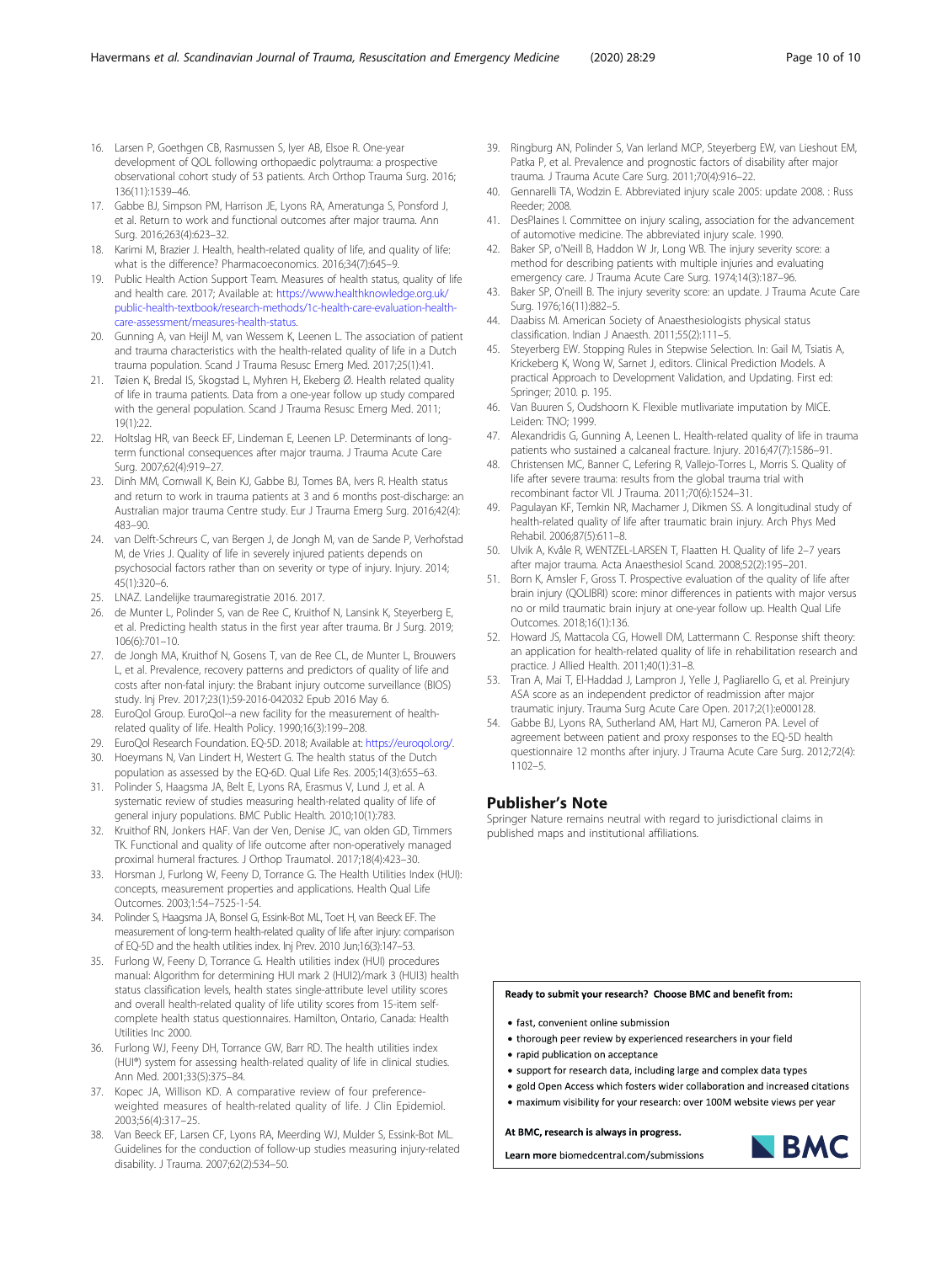16. Larsen P, Goethgen CB, Rasmussen S, Iyer AB, Elsoe R. One-year development of QOL following orthopaedic polytrauma: a prospective observational cohort study of 53 patients. Arch Orthop Trauma Surg. 2016; 136(11):1539–46.
17. Gabbe BJ, Simpson PM, Harrison JE, Lyons RA, Ameratunga S, Ponsford J, et al. Return to work and functional outcomes after major trauma. Ann Surg. 2016;263(4):623–32.
18. Karimi M, Brazier J. Health, health-related quality of life, and quality of life: what is the difference? Pharmacoeconomics. 2016;34(7):645–9.
19. Public Health Action Support Team. Measures of health status, quality of life and health care. 2017; Available at: https://www.healthknowledge.org.uk/public-health-textbook/research-methods/1c-health-care-evaluation-health-care-assessment/measures-health-status.
20. Gunning A, van Heijl M, van Wessem K, Leenen L. The association of patient and trauma characteristics with the health-related quality of life in a Dutch trauma population. Scand J Trauma Resusc Emerg Med. 2017;25(1):41.
21. Tøien K, Bredal IS, Skogstad L, Myhren H, Ekeberg Ø. Health related quality of life in trauma patients. Data from a one-year follow up study compared with the general population. Scand J Trauma Resusc Emerg Med. 2011; 19(1):22.
22. Holtslag HR, van Beeck EF, Lindeman E, Leenen LP. Determinants of long-term functional consequences after major trauma. J Trauma Acute Care Surg. 2007;62(4):919–27.
23. Dinh MM, Cornwall K, Bein KJ, Gabbe BJ, Tomes BA, Ivers R. Health status and return to work in trauma patients at 3 and 6 months post-discharge: an Australian major trauma Centre study. Eur J Trauma Emerg Surg. 2016;42(4): 483–90.
24. van Delft-Schreurs C, van Bergen J, de Jongh M, van de Sande P, Verhofstad M, de Vries J. Quality of life in severely injured patients depends on psychosocial factors rather than on severity or type of injury. Injury. 2014; 45(1):320–6.
25. LNAZ. Landelijke traumaregistratie 2016. 2017.
26. de Munter L, Polinder S, van de Ree C, Kruithof N, Lansink K, Steyerberg E, et al. Predicting health status in the first year after trauma. Br J Surg. 2019; 106(6):701–10.
27. de Jongh MA, Kruithof N, Gosens T, van de Ree CL, de Munter L, Brouwers L, et al. Prevalence, recovery patterns and predictors of quality of life and costs after non-fatal injury: the Brabant injury outcome surveillance (BIOS) study. Inj Prev. 2017;23(1):59-2016-042032 Epub 2016 May 6.
28. EuroQol Group. EuroQol--a new facility for the measurement of health-related quality of life. Health Policy. 1990;16(3):199–208.
29. EuroQol Research Foundation. EQ-5D. 2018; Available at: https://euroqol.org/.
30. Hoeymans N, Van Lindert H, Westert G. The health status of the Dutch population as assessed by the EQ-6D. Qual Life Res. 2005;14(3):655–63.
31. Polinder S, Haagsma JA, Belt E, Lyons RA, Erasmus V, Lund J, et al. A systematic review of studies measuring health-related quality of life of general injury populations. BMC Public Health. 2010;10(1):783.
32. Kruithof RN, Jonkers HAF. Van der Ven, Denise JC, van olden GD, Timmers TK. Functional and quality of life outcome after non-operatively managed proximal humeral fractures. J Orthop Traumatol. 2017;18(4):423–30.
33. Horsman J, Furlong W, Feeny D, Torrance G. The Health Utilities Index (HUI): concepts, measurement properties and applications. Health Qual Life Outcomes. 2003;1:54–7525-1-54.
34. Polinder S, Haagsma JA, Bonsel G, Essink-Bot ML, Toet H, van Beeck EF. The measurement of long-term health-related quality of life after injury: comparison of EQ-5D and the health utilities index. Inj Prev. 2010 Jun;16(3):147–53.
35. Furlong W, Feeny D, Torrance G. Health utilities index (HUI) procedures manual: Algorithm for determining HUI mark 2 (HUI2)/mark 3 (HUI3) health status classification levels, health states single-attribute level utility scores and overall health-related quality of life utility scores from 15-item self-complete health status questionnaires. Hamilton, Ontario, Canada: Health Utilities Inc 2000.
36. Furlong WJ, Feeny DH, Torrance GW, Barr RD. The health utilities index (HUI®) system for assessing health-related quality of life in clinical studies. Ann Med. 2001;33(5):375–84.
37. Kopec JA, Willison KD. A comparative review of four preference-weighted measures of health-related quality of life. J Clin Epidemiol. 2003;56(4):317–25.
38. Van Beeck EF, Larsen CF, Lyons RA, Meerding WJ, Mulder S, Essink-Bot ML. Guidelines for the conduction of follow-up studies measuring injury-related disability. J Trauma. 2007;62(2):534–50.
39. Ringburg AN, Polinder S, Van Ierland MCP, Steyerberg EW, van Lieshout EM, Patka P, et al. Prevalence and prognostic factors of disability after major trauma. J Trauma Acute Care Surg. 2011;70(4):916–22.
40. Gennarelli TA, Wodzin E. Abbreviated injury scale 2005: update 2008. : Russ Reeder; 2008.
41. DesPlaines I. Committee on injury scaling, association for the advancement of automotive medicine. The abbreviated injury scale. 1990.
42. Baker SP, o'Neill B, Haddon W Jr, Long WB. The injury severity score: a method for describing patients with multiple injuries and evaluating emergency care. J Trauma Acute Care Surg. 1974;14(3):187–96.
43. Baker SP, O'neill B. The injury severity score: an update. J Trauma Acute Care Surg. 1976;16(11):882–5.
44. Daabiss M. American Society of Anaesthesiologists physical status classification. Indian J Anaesth. 2011;55(2):111–5.
45. Steyerberg EW. Stopping Rules in Stepwise Selection. In: Gail M, Tsiatis A, Krickeberg K, Wong W, Sarnet J, editors. Clinical Prediction Models. A practical Approach to Development Validation, and Updating. First ed: Springer; 2010. p. 195.
46. Van Buuren S, Oudshoorn K. Flexible mutlivariate imputation by MICE. Leiden: TNO; 1999.
47. Alexandridis G, Gunning A, Leenen L. Health-related quality of life in trauma patients who sustained a calcaneal fracture. Injury. 2016;47(7):1586–91.
48. Christensen MC, Banner C, Lefering R, Vallejo-Torres L, Morris S. Quality of life after severe trauma: results from the global trauma trial with recombinant factor VII. J Trauma. 2011;70(6):1524–31.
49. Pagulayan KF, Temkin NR, Machamer J, Dikmen SS. A longitudinal study of health-related quality of life after traumatic brain injury. Arch Phys Med Rehabil. 2006;87(5):611–8.
50. Ulvik A, Kvåle R, WENTZEL-LARSEN T, Flaatten H. Quality of life 2–7 years after major trauma. Acta Anaesthesiol Scand. 2008;52(2):195–201.
51. Born K, Amsler F, Gross T. Prospective evaluation of the quality of life after brain injury (QOLIBRI) score: minor differences in patients with major versus no or mild traumatic brain injury at one-year follow up. Health Qual Life Outcomes. 2018;16(1):136.
52. Howard JS, Mattacola CG, Howell DM, Lattermann C. Response shift theory: an application for health-related quality of life in rehabilitation research and practice. J Allied Health. 2011;40(1):31–8.
53. Tran A, Mai T, El-Haddad J, Lampron J, Yelle J, Pagliarello G, et al. Preinjury ASA score as an independent predictor of readmission after major traumatic injury. Trauma Surg Acute Care Open. 2017;2(1):e000128.
54. Gabbe BJ, Lyons RA, Sutherland AM, Hart MJ, Cameron PA. Level of agreement between patient and proxy responses to the EQ-5D health questionnaire 12 months after injury. J Trauma Acute Care Surg. 2012;72(4): 1102–5.

## Publisher's Note

Springer Nature remains neutral with regard to jurisdictional claims in published maps and institutional affiliations.